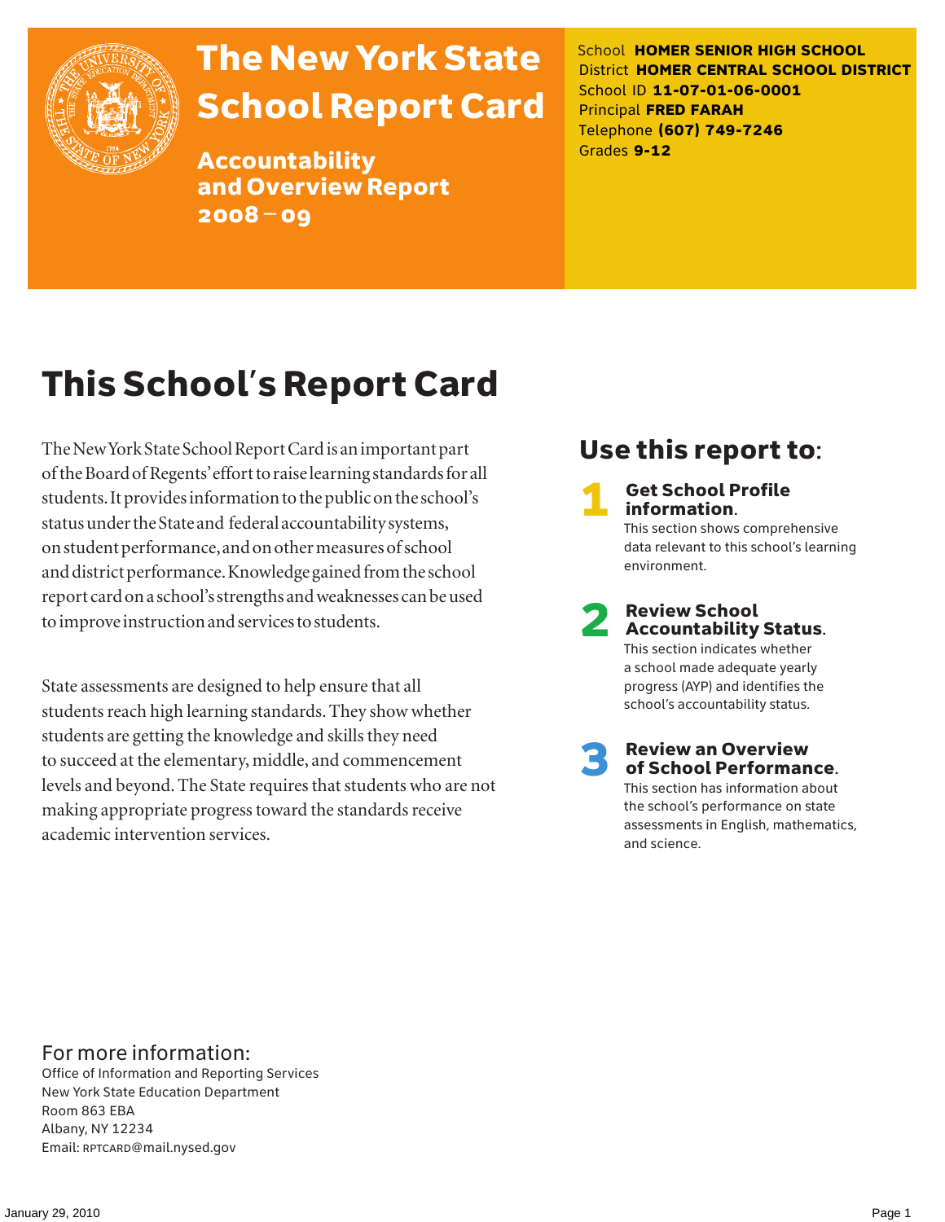# The New York State School Report Card

## Accountability and Overview Report 2008 – 09

School **HOMER SENIOR HIGH SCHOOL**
District **HOMER CENTRAL SCHOOL DISTRICT**
School ID **11-07-01-06-0001**
Principal **FRED FARAH**
Telephone **(607) 749-7246**
Grades **9-12**

# This School's Report Card

The New York State School Report Card is an important part of the Board of Regents' effort to raise learning standards for all students. It provides information to the public on the school's status under the State and federal accountability systems, on student performance, and on other measures of school and district performance. Knowledge gained from the school report card on a school's strengths and weaknesses can be used to improve instruction and services to students.

State assessments are designed to help ensure that all students reach high learning standards. They show whether students are getting the knowledge and skills they need to succeed at the elementary, middle, and commencement levels and beyond. The State requires that students who are not making appropriate progress toward the standards receive academic intervention services.

## Use this report to:

1. **Get School Profile information.** This section shows comprehensive data relevant to this school's learning environment.
2. **Review School Accountability Status.** This section indicates whether a school made adequate yearly progress (AYP) and identifies the school's accountability status.
3. **Review an Overview of School Performance.** This section has information about the school's performance on state assessments in English, mathematics, and science.

## For more information:

Office of Information and Reporting Services
New York State Education Department
Room 863 EBA
Albany, NY 12234
Email: RPTCARD@mail.nysed.gov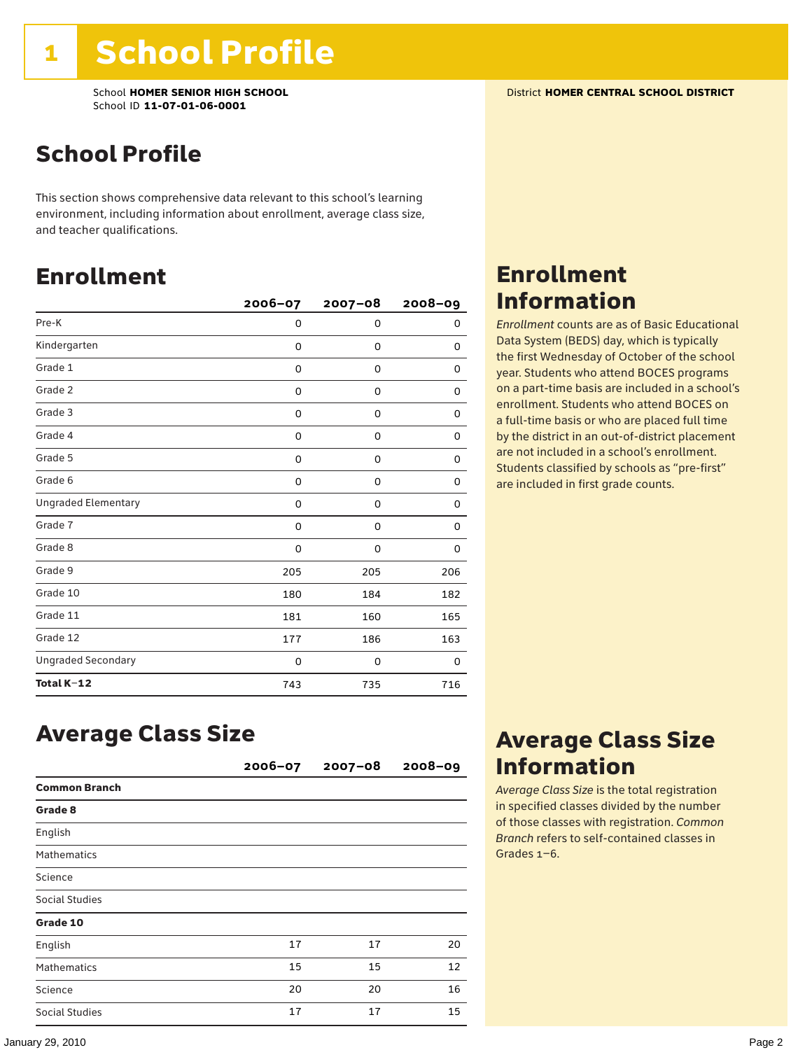# 1 School Profile

School **HOMER SENIOR HIGH SCHOOL**
School ID **11-07-01-06-0001**

District **HOMER CENTRAL SCHOOL DISTRICT**

## School Profile

This section shows comprehensive data relevant to this school's learning environment, including information about enrollment, average class size, and teacher qualifications.

## Enrollment

| | 2006–07 | 2007–08 | 2008–09 |
|---|---|---|---|
| Pre-K | 0 | 0 | 0 |
| Kindergarten | 0 | 0 | 0 |
| Grade 1 | 0 | 0 | 0 |
| Grade 2 | 0 | 0 | 0 |
| Grade 3 | 0 | 0 | 0 |
| Grade 4 | 0 | 0 | 0 |
| Grade 5 | 0 | 0 | 0 |
| Grade 6 | 0 | 0 | 0 |
| Ungraded Elementary | 0 | 0 | 0 |
| Grade 7 | 0 | 0 | 0 |
| Grade 8 | 0 | 0 | 0 |
| Grade 9 | 205 | 205 | 206 |
| Grade 10 | 180 | 184 | 182 |
| Grade 11 | 181 | 160 | 165 |
| Grade 12 | 177 | 186 | 163 |
| Ungraded Secondary | 0 | 0 | 0 |
| **Total K–12** | 743 | 735 | 716 |

## Enrollment Information

*Enrollment* counts are as of Basic Educational Data System (BEDS) day, which is typically the first Wednesday of October of the school year. Students who attend BOCES programs on a part-time basis are included in a school's enrollment. Students who attend BOCES on a full-time basis or who are placed full time by the district in an out-of-district placement are not included in a school's enrollment. Students classified by schools as "pre-first" are included in first grade counts.

## Average Class Size

| | 2006–07 | 2007–08 | 2008–09 |
|---|---|---|---|
| **Common Branch** | | | |
| **Grade 8** | | | |
| English | | | |
| Mathematics | | | |
| Science | | | |
| Social Studies | | | |
| **Grade 10** | | | |
| English | 17 | 17 | 20 |
| Mathematics | 15 | 15 | 12 |
| Science | 20 | 20 | 16 |
| Social Studies | 17 | 17 | 15 |

## Average Class Size Information

*Average Class Size* is the total registration in specified classes divided by the number of those classes with registration. *Common Branch* refers to self-contained classes in Grades 1–6.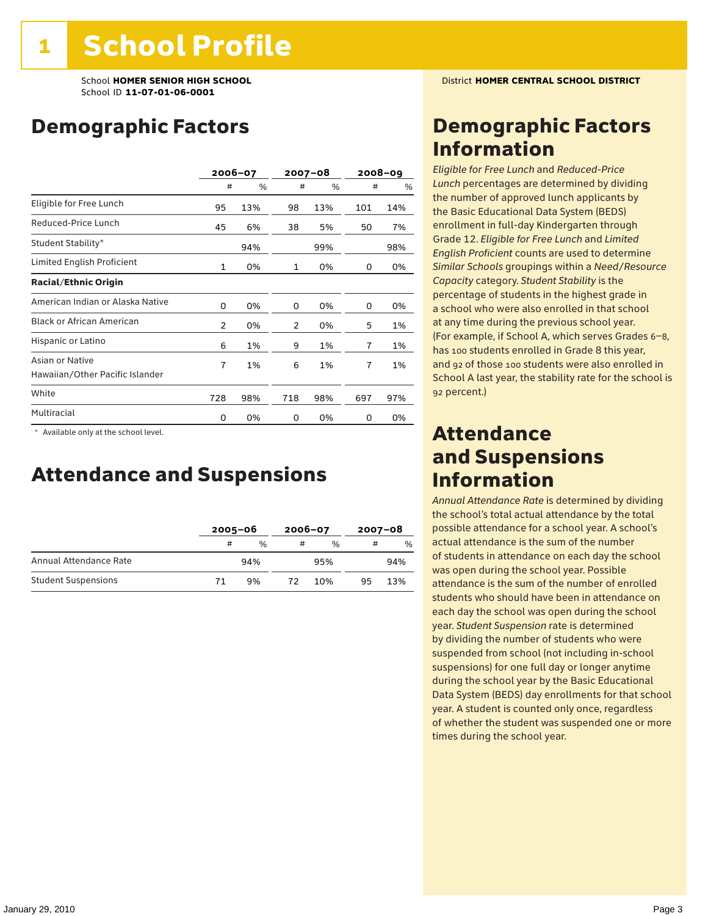# 1 School Profile

School **HOMER SENIOR HIGH SCHOOL**
School ID **11-07-01-06-0001**

District **HOMER CENTRAL SCHOOL DISTRICT**

## Demographic Factors

| | 2006–07 | | 2007–08 | | 2008–09 | |
|---|---|---|---|---|---|---|
| | # | % | # | % | # | % |
| Eligible for Free Lunch | 95 | 13% | 98 | 13% | 101 | 14% |
| Reduced-Price Lunch | 45 | 6% | 38 | 5% | 50 | 7% |
| Student Stability* | | 94% | | 99% | | 98% |
| Limited English Proficient | 1 | 0% | 1 | 0% | 0 | 0% |
| **Racial/Ethnic Origin** | | | | | | |
| American Indian or Alaska Native | 0 | 0% | 0 | 0% | 0 | 0% |
| Black or African American | 2 | 0% | 2 | 0% | 5 | 1% |
| Hispanic or Latino | 6 | 1% | 9 | 1% | 7 | 1% |
| Asian or Native Hawaiian/Other Pacific Islander | 7 | 1% | 6 | 1% | 7 | 1% |
| White | 728 | 98% | 718 | 98% | 697 | 97% |
| Multiracial | 0 | 0% | 0 | 0% | 0 | 0% |

* Available only at the school level.

## Attendance and Suspensions

| | 2005–06 | | 2006–07 | | 2007–08 | |
|---|---|---|---|---|---|---|
| | # | % | # | % | # | % |
| Annual Attendance Rate | | 94% | | 95% | | 94% |
| Student Suspensions | 71 | 9% | 72 | 10% | 95 | 13% |

## Demographic Factors Information

*Eligible for Free Lunch* and *Reduced-Price Lunch* percentages are determined by dividing the number of approved lunch applicants by the Basic Educational Data System (BEDS) enrollment in full-day Kindergarten through Grade 12. *Eligible for Free Lunch* and *Limited English Proficient* counts are used to determine *Similar Schools* groupings within a *Need/Resource Capacity* category. *Student Stability* is the percentage of students in the highest grade in a school who were also enrolled in that school at any time during the previous school year. (For example, if School A, which serves Grades 6–8, has 100 students enrolled in Grade 8 this year, and 92 of those 100 students were also enrolled in School A last year, the stability rate for the school is 92 percent.)

## Attendance and Suspensions Information

*Annual Attendance Rate* is determined by dividing the school's total actual attendance by the total possible attendance for a school year. A school's actual attendance is the sum of the number of students in attendance on each day the school was open during the school year. Possible attendance is the sum of the number of enrolled students who should have been in attendance on each day the school was open during the school year. *Student Suspension* rate is determined by dividing the number of students who were suspended from school (not including in-school suspensions) for one full day or longer anytime during the school year by the Basic Educational Data System (BEDS) day enrollments for that school year. A student is counted only once, regardless of whether the student was suspended one or more times during the school year.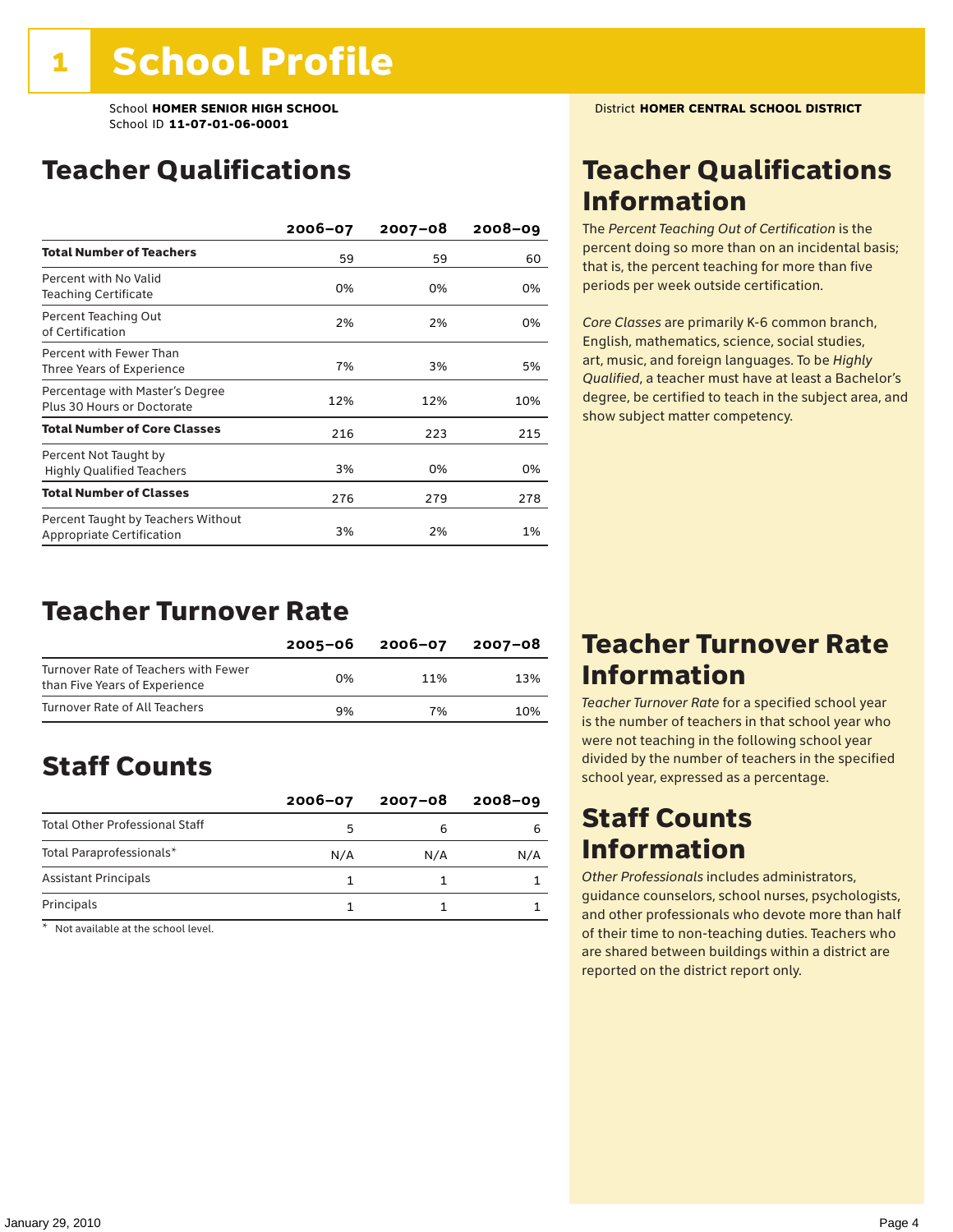# 1 School Profile

School **HOMER SENIOR HIGH SCHOOL**
School ID **11-07-01-06-0001**

District **HOMER CENTRAL SCHOOL DISTRICT**

## Teacher Qualifications

| | 2006–07 | 2007–08 | 2008–09 |
|---|---|---|---|
| **Total Number of Teachers** | 59 | 59 | 60 |
| Percent with No Valid Teaching Certificate | 0% | 0% | 0% |
| Percent Teaching Out of Certification | 2% | 2% | 0% |
| Percent with Fewer Than Three Years of Experience | 7% | 3% | 5% |
| Percentage with Master's Degree Plus 30 Hours or Doctorate | 12% | 12% | 10% |
| **Total Number of Core Classes** | 216 | 223 | 215 |
| Percent Not Taught by Highly Qualified Teachers | 3% | 0% | 0% |
| **Total Number of Classes** | 276 | 279 | 278 |
| Percent Taught by Teachers Without Appropriate Certification | 3% | 2% | 1% |

## Teacher Qualifications Information

The *Percent Teaching Out of Certification* is the percent doing so more than on an incidental basis; that is, the percent teaching for more than five periods per week outside certification.

*Core Classes* are primarily K-6 common branch, English, mathematics, science, social studies, art, music, and foreign languages. To be *Highly Qualified*, a teacher must have at least a Bachelor's degree, be certified to teach in the subject area, and show subject matter competency.

## Teacher Turnover Rate

| | 2005–06 | 2006–07 | 2007–08 |
|---|---|---|---|
| Turnover Rate of Teachers with Fewer than Five Years of Experience | 0% | 11% | 13% |
| Turnover Rate of All Teachers | 9% | 7% | 10% |

## Teacher Turnover Rate Information

*Teacher Turnover Rate* for a specified school year is the number of teachers in that school year who were not teaching in the following school year divided by the number of teachers in the specified school year, expressed as a percentage.

## Staff Counts

| | 2006–07 | 2007–08 | 2008–09 |
|---|---|---|---|
| Total Other Professional Staff | 5 | 6 | 6 |
| Total Paraprofessionals* | N/A | N/A | N/A |
| Assistant Principals | 1 | 1 | 1 |
| Principals | 1 | 1 | 1 |

\* Not available at the school level.

## Staff Counts Information

*Other Professionals* includes administrators, guidance counselors, school nurses, psychologists, and other professionals who devote more than half of their time to non-teaching duties. Teachers who are shared between buildings within a district are reported on the district report only.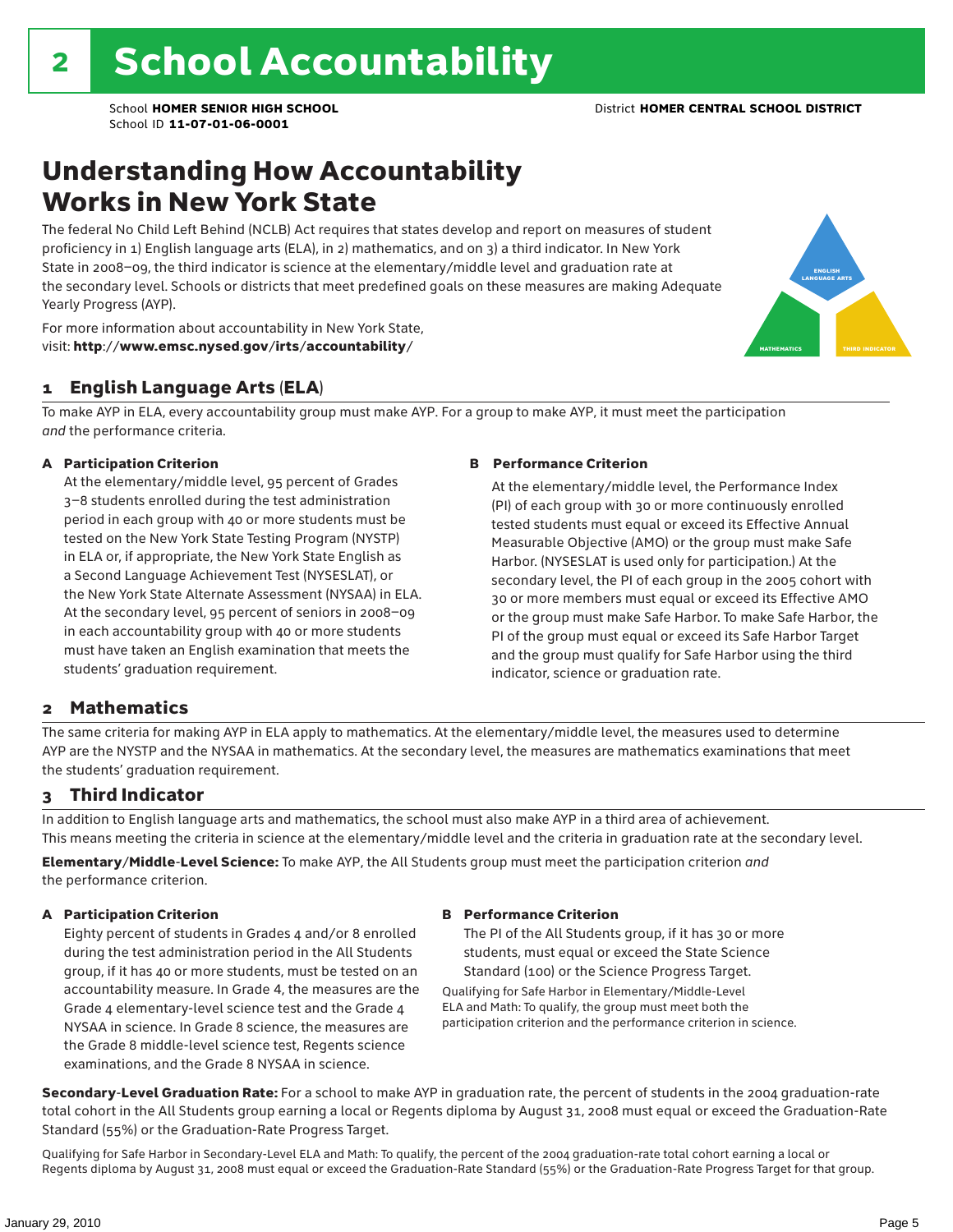# 2 School Accountability

School **HOMER SENIOR HIGH SCHOOL** District **HOMER CENTRAL SCHOOL DISTRICT**
School ID **11-07-01-06-0001**

## Understanding How Accountability Works in New York State

The federal No Child Left Behind (NCLB) Act requires that states develop and report on measures of student proficiency in 1) English language arts (ELA), in 2) mathematics, and on 3) a third indicator. In New York State in 2008–09, the third indicator is science at the elementary/middle level and graduation rate at the secondary level. Schools or districts that meet predefined goals on these measures are making Adequate Yearly Progress (AYP).

For more information about accountability in New York State, visit: **http://www.emsc.nysed.gov/irts/accountability/**

ENGLISH LANGUAGE ARTS

MATHEMATICS

THIRD INDICATOR

### 1 English Language Arts (ELA)

To make AYP in ELA, every accountability group must make AYP. For a group to make AYP, it must meet the participation *and* the performance criteria.

**A Participation Criterion**

At the elementary/middle level, 95 percent of Grades 3–8 students enrolled during the test administration period in each group with 40 or more students must be tested on the New York State Testing Program (NYSTP) in ELA or, if appropriate, the New York State English as a Second Language Achievement Test (NYSESLAT), or the New York State Alternate Assessment (NYSAA) in ELA. At the secondary level, 95 percent of seniors in 2008–09 in each accountability group with 40 or more students must have taken an English examination that meets the students' graduation requirement.

**B Performance Criterion**

At the elementary/middle level, the Performance Index (PI) of each group with 30 or more continuously enrolled tested students must equal or exceed its Effective Annual Measurable Objective (AMO) or the group must make Safe Harbor. (NYSESLAT is used only for participation.) At the secondary level, the PI of each group in the 2005 cohort with 30 or more members must equal or exceed its Effective AMO or the group must make Safe Harbor. To make Safe Harbor, the PI of the group must equal or exceed its Safe Harbor Target and the group must qualify for Safe Harbor using the third indicator, science or graduation rate.

### 2 Mathematics

The same criteria for making AYP in ELA apply to mathematics. At the elementary/middle level, the measures used to determine AYP are the NYSTP and the NYSAA in mathematics. At the secondary level, the measures are mathematics examinations that meet the students' graduation requirement.

### 3 Third Indicator

In addition to English language arts and mathematics, the school must also make AYP in a third area of achievement. This means meeting the criteria in science at the elementary/middle level and the criteria in graduation rate at the secondary level.

**Elementary/Middle-Level Science:** To make AYP, the All Students group must meet the participation criterion *and* the performance criterion.

**A Participation Criterion**

Eighty percent of students in Grades 4 and/or 8 enrolled during the test administration period in the All Students group, if it has 40 or more students, must be tested on an accountability measure. In Grade 4, the measures are the Grade 4 elementary-level science test and the Grade 4 NYSAA in science. In Grade 8 science, the measures are the Grade 8 middle-level science test, Regents science examinations, and the Grade 8 NYSAA in science.

**B Performance Criterion**

The PI of the All Students group, if it has 30 or more students, must equal or exceed the State Science Standard (100) or the Science Progress Target.

Qualifying for Safe Harbor in Elementary/Middle-Level ELA and Math: To qualify, the group must meet both the participation criterion and the performance criterion in science.

**Secondary-Level Graduation Rate:** For a school to make AYP in graduation rate, the percent of students in the 2004 graduation-rate total cohort in the All Students group earning a local or Regents diploma by August 31, 2008 must equal or exceed the Graduation-Rate Standard (55%) or the Graduation-Rate Progress Target.

Qualifying for Safe Harbor in Secondary-Level ELA and Math: To qualify, the percent of the 2004 graduation-rate total cohort earning a local or Regents diploma by August 31, 2008 must equal or exceed the Graduation-Rate Standard (55%) or the Graduation-Rate Progress Target for that group.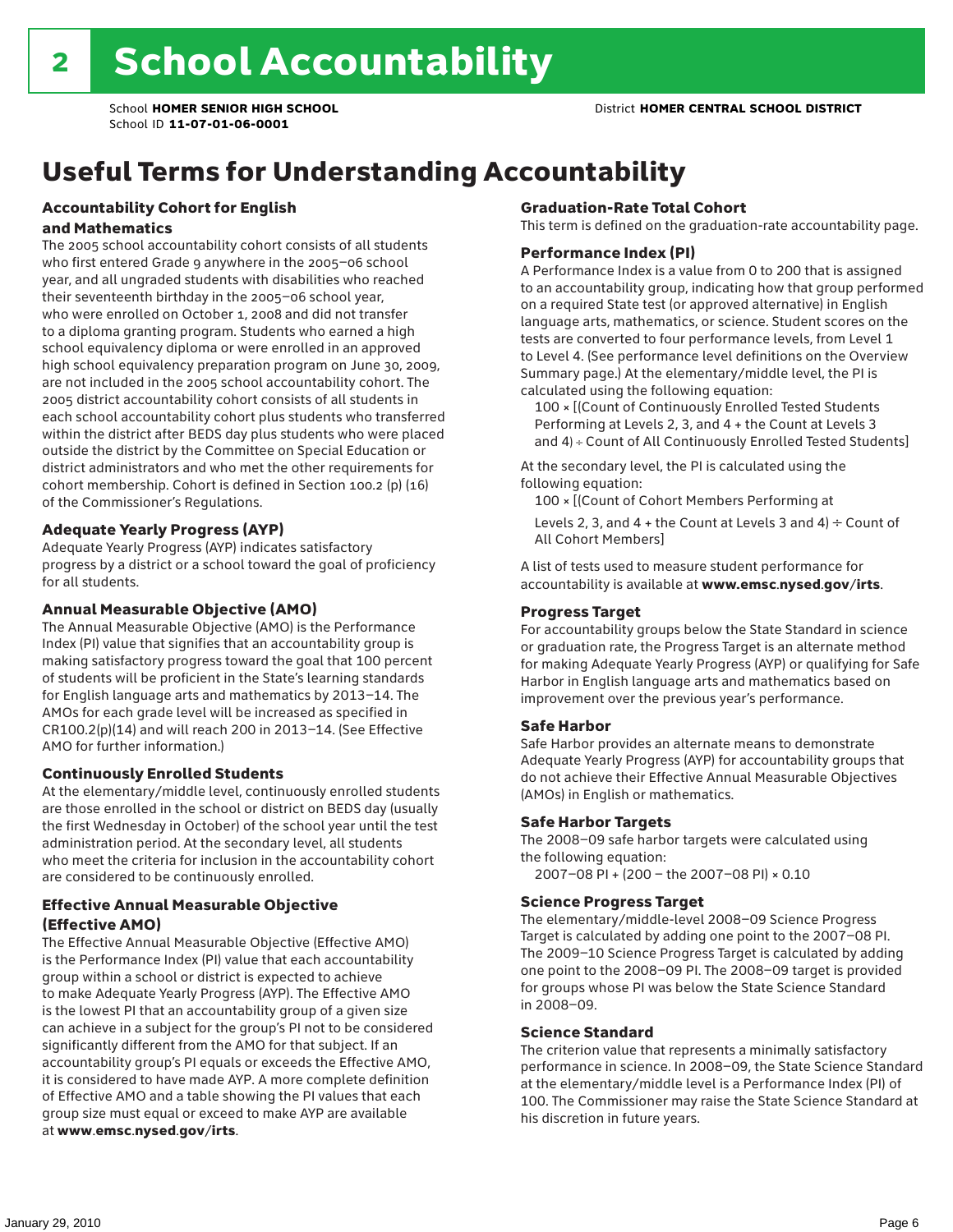# 2 School Accountability

School **HOMER SENIOR HIGH SCHOOL**
School ID **11-07-01-06-0001**

District **HOMER CENTRAL SCHOOL DISTRICT**

## Useful Terms for Understanding Accountability

### Accountability Cohort for English and Mathematics

The 2005 school accountability cohort consists of all students who first entered Grade 9 anywhere in the 2005–06 school year, and all ungraded students with disabilities who reached their seventeenth birthday in the 2005–06 school year, who were enrolled on October 1, 2008 and did not transfer to a diploma granting program. Students who earned a high school equivalency diploma or were enrolled in an approved high school equivalency preparation program on June 30, 2009, are not included in the 2005 school accountability cohort. The 2005 district accountability cohort consists of all students in each school accountability cohort plus students who transferred within the district after BEDS day plus students who were placed outside the district by the Committee on Special Education or district administrators and who met the other requirements for cohort membership. Cohort is defined in Section 100.2 (p) (16) of the Commissioner's Regulations.

### Adequate Yearly Progress (AYP)

Adequate Yearly Progress (AYP) indicates satisfactory progress by a district or a school toward the goal of proficiency for all students.

### Annual Measurable Objective (AMO)

The Annual Measurable Objective (AMO) is the Performance Index (PI) value that signifies that an accountability group is making satisfactory progress toward the goal that 100 percent of students will be proficient in the State's learning standards for English language arts and mathematics by 2013–14. The AMOs for each grade level will be increased as specified in CR100.2(p)(14) and will reach 200 in 2013–14. (See Effective AMO for further information.)

### Continuously Enrolled Students

At the elementary/middle level, continuously enrolled students are those enrolled in the school or district on BEDS day (usually the first Wednesday in October) of the school year until the test administration period. At the secondary level, all students who meet the criteria for inclusion in the accountability cohort are considered to be continuously enrolled.

### Effective Annual Measurable Objective (Effective AMO)

The Effective Annual Measurable Objective (Effective AMO) is the Performance Index (PI) value that each accountability group within a school or district is expected to achieve to make Adequate Yearly Progress (AYP). The Effective AMO is the lowest PI that an accountability group of a given size can achieve in a subject for the group's PI not to be considered significantly different from the AMO for that subject. If an accountability group's PI equals or exceeds the Effective AMO, it is considered to have made AYP. A more complete definition of Effective AMO and a table showing the PI values that each group size must equal or exceed to make AYP are available at **www.emsc.nysed.gov/irts**.

### Graduation-Rate Total Cohort

This term is defined on the graduation-rate accountability page.

### Performance Index (PI)

A Performance Index is a value from 0 to 200 that is assigned to an accountability group, indicating how that group performed on a required State test (or approved alternative) in English language arts, mathematics, or science. Student scores on the tests are converted to four performance levels, from Level 1 to Level 4. (See performance level definitions on the Overview Summary page.) At the elementary/middle level, the PI is calculated using the following equation:

100 × [(Count of Continuously Enrolled Tested Students Performing at Levels 2, 3, and 4 + the Count at Levels 3 and 4) ÷ Count of All Continuously Enrolled Tested Students]

At the secondary level, the PI is calculated using the following equation:

100 × [(Count of Cohort Members Performing at Levels 2, 3, and 4 + the Count at Levels 3 and 4) ÷ Count of All Cohort Members]

A list of tests used to measure student performance for accountability is available at **www.emsc.nysed.gov/irts**.

### Progress Target

For accountability groups below the State Standard in science or graduation rate, the Progress Target is an alternate method for making Adequate Yearly Progress (AYP) or qualifying for Safe Harbor in English language arts and mathematics based on improvement over the previous year's performance.

### Safe Harbor

Safe Harbor provides an alternate means to demonstrate Adequate Yearly Progress (AYP) for accountability groups that do not achieve their Effective Annual Measurable Objectives (AMOs) in English or mathematics.

### Safe Harbor Targets

The 2008–09 safe harbor targets were calculated using the following equation:

2007–08 PI + (200 – the 2007–08 PI) × 0.10

### Science Progress Target

The elementary/middle-level 2008–09 Science Progress Target is calculated by adding one point to the 2007–08 PI. The 2009–10 Science Progress Target is calculated by adding one point to the 2008–09 PI. The 2008–09 target is provided for groups whose PI was below the State Science Standard in 2008–09.

### Science Standard

The criterion value that represents a minimally satisfactory performance in science. In 2008–09, the State Science Standard at the elementary/middle level is a Performance Index (PI) of 100. The Commissioner may raise the State Science Standard at his discretion in future years.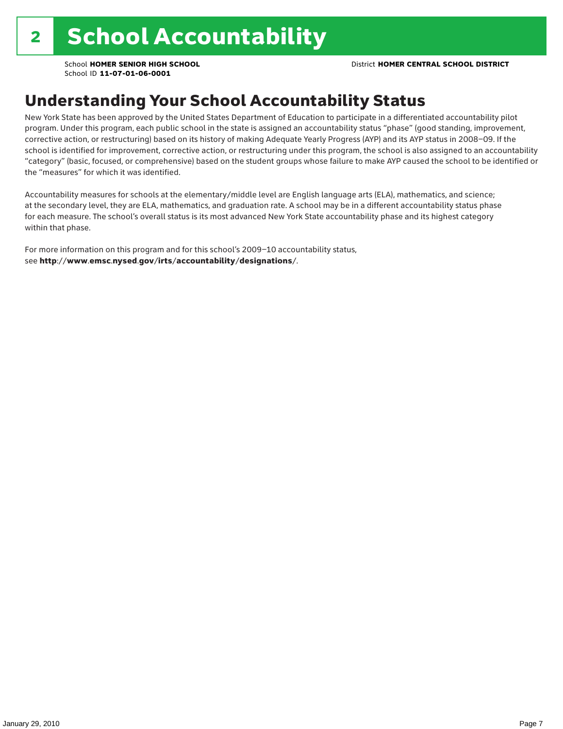# 2 School Accountability

School **HOMER SENIOR HIGH SCHOOL**
School ID **11-07-01-06-0001**

District **HOMER CENTRAL SCHOOL DISTRICT**

## Understanding Your School Accountability Status

New York State has been approved by the United States Department of Education to participate in a differentiated accountability pilot program. Under this program, each public school in the state is assigned an accountability status "phase" (good standing, improvement, corrective action, or restructuring) based on its history of making Adequate Yearly Progress (AYP) and its AYP status in 2008–09. If the school is identified for improvement, corrective action, or restructuring under this program, the school is also assigned to an accountability "category" (basic, focused, or comprehensive) based on the student groups whose failure to make AYP caused the school to be identified or the "measures" for which it was identified.

Accountability measures for schools at the elementary/middle level are English language arts (ELA), mathematics, and science; at the secondary level, they are ELA, mathematics, and graduation rate. A school may be in a different accountability status phase for each measure. The school's overall status is its most advanced New York State accountability phase and its highest category within that phase.

For more information on this program and for this school's 2009–10 accountability status, see **http://www.emsc.nysed.gov/irts/accountability/designations/**.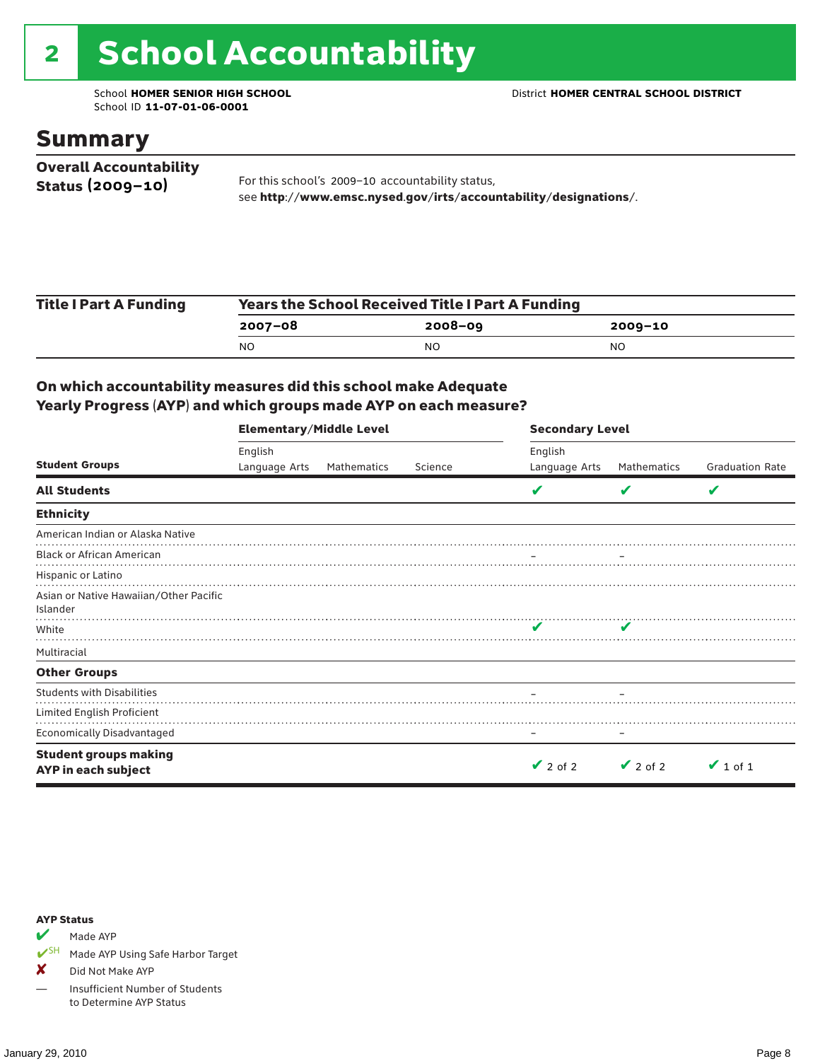# 2 School Accountability

School **HOMER SENIOR HIGH SCHOOL**
School ID **11-07-01-06-0001**

District **HOMER CENTRAL SCHOOL DISTRICT**

## Summary

**Overall Accountability Status (2009–10)**

For this school's 2009–10 accountability status, see **http://www.emsc.nysed.gov/irts/accountability/designations/**.

| Title I Part A Funding | Years the School Received Title I Part A Funding | | |
|---|---|---|---|
| | **2007–08** | **2008–09** | **2009–10** |
| | NO | NO | NO |

### On which accountability measures did this school make Adequate Yearly Progress (AYP) and which groups made AYP on each measure?

| Student Groups | Elementary/Middle Level: English Language Arts | Elementary/Middle Level: Mathematics | Elementary/Middle Level: Science | Secondary Level: English Language Arts | Secondary Level: Mathematics | Secondary Level: Graduation Rate |
|---|---|---|---|---|---|---|
| **All Students** | | | | ✔ | ✔ | ✔ |
| **Ethnicity** | | | | | | |
| American Indian or Alaska Native | | | | | | |
| Black or African American | | | | – | – | |
| Hispanic or Latino | | | | | | |
| Asian or Native Hawaiian/Other Pacific Islander | | | | | | |
| White | | | | ✔ | ✔ | |
| Multiracial | | | | | | |
| **Other Groups** | | | | | | |
| Students with Disabilities | | | | – | – | |
| Limited English Proficient | | | | | | |
| Economically Disadvantaged | | | | – | – | |
| **Student groups making AYP in each subject** | | | | ✔ 2 of 2 | ✔ 2 of 2 | ✔ 1 of 1 |

**AYP Status**

- ✔ Made AYP
- ✔SH Made AYP Using Safe Harbor Target
- ✘ Did Not Make AYP
- — Insufficient Number of Students to Determine AYP Status

January 29, 2010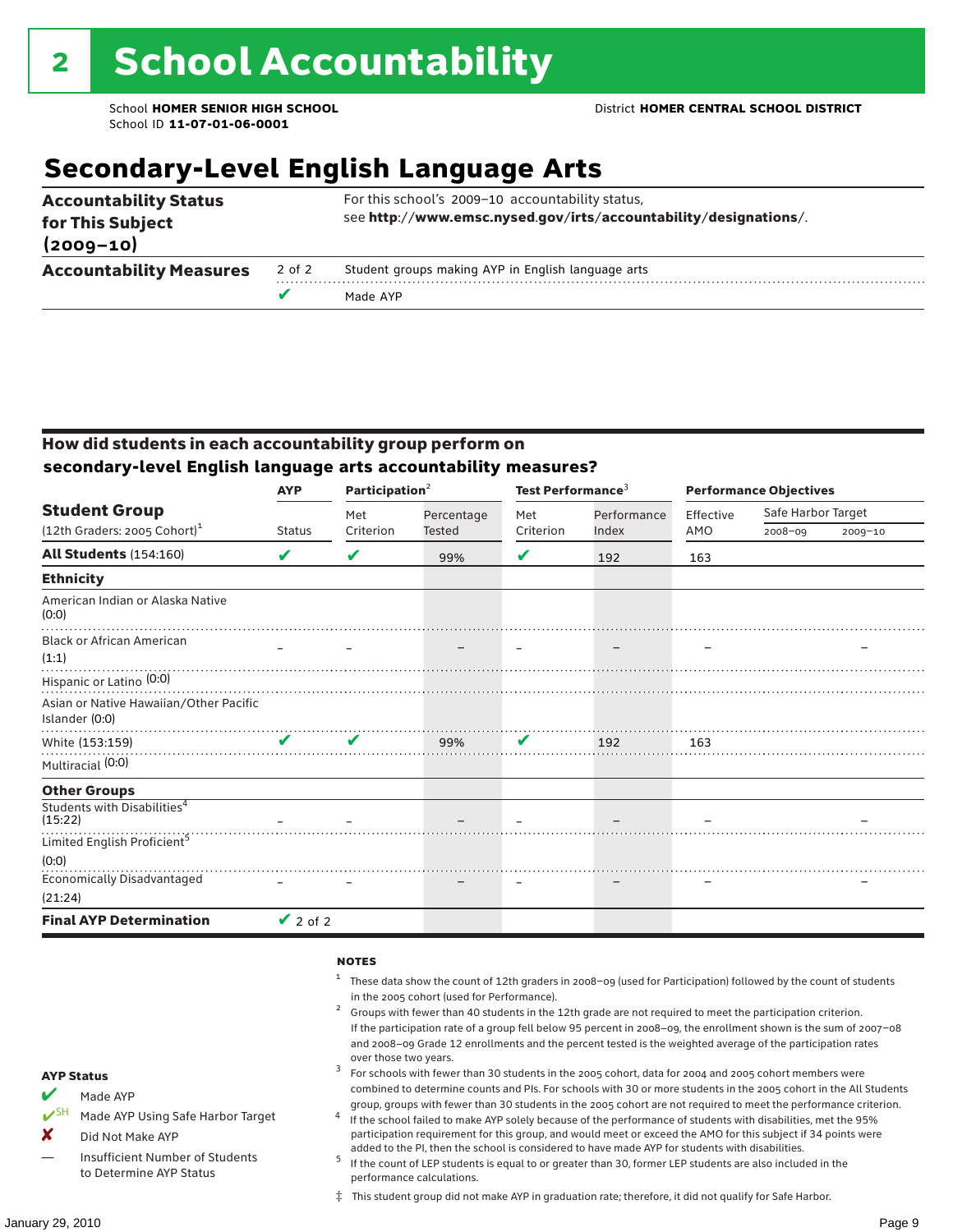# 2 School Accountability

School **HOMER SENIOR HIGH SCHOOL**
School ID **11-07-01-06-0001**

District **HOMER CENTRAL SCHOOL DISTRICT**

## Secondary-Level English Language Arts

| | | |
|---|---|---|
| **Accountability Status for This Subject (2009–10)** | | For this school's 2009–10 accountability status, see **http://www.emsc.nysed.gov/irts/accountability/designations/**. |
| **Accountability Measures** | 2 of 2 | Student groups making AYP in English language arts |
| | ✔ | Made AYP |

### How did students in each accountability group perform on secondary-level English language arts accountability measures?

| Student Group (12th Graders: 2005 Cohort)[1] | AYP Status | Participation[2] Met Criterion | Participation[2] Percentage Tested | Test Performance[3] Met Criterion | Test Performance[3] Performance Index | Performance Objectives Effective AMO | Safe Harbor Target 2008–09 | Safe Harbor Target 2009–10 |
|---|---|---|---|---|---|---|---|---|
| **All Students** (154:160) | ✔ | ✔ | 99% | ✔ | 192 | 163 | | |
| **Ethnicity** | | | | | | | | |
| American Indian or Alaska Native (0:0) | | | | | | | | |
| Black or African American (1:1) | – | – | – | – | – | – | | – |
| Hispanic or Latino (0:0) | | | | | | | | |
| Asian or Native Hawaiian/Other Pacific Islander (0:0) | | | | | | | | |
| White (153:159) | ✔ | ✔ | 99% | ✔ | 192 | 163 | | |
| Multiracial (0:0) | | | | | | | | |
| **Other Groups** | | | | | | | | |
| Students with Disabilities[4] (15:22) | – | – | – | – | – | – | | – |
| Limited English Proficient[5] (0:0) | | | | | | | | |
| Economically Disadvantaged (21:24) | – | – | – | – | – | – | | – |
| **Final AYP Determination** | ✔ 2 of 2 | | | | | | | |

**AYP Status**

- ✔ Made AYP
- ✔SH Made AYP Using Safe Harbor Target
- ✘ Did Not Make AYP
- — Insufficient Number of Students to Determine AYP Status

**NOTES**

1. These data show the count of 12th graders in 2008–09 (used for Participation) followed by the count of students in the 2005 cohort (used for Performance).
2. Groups with fewer than 40 students in the 12th grade are not required to meet the participation criterion. If the participation rate of a group fell below 95 percent in 2008–09, the enrollment shown is the sum of 2007–08 and 2008–09 Grade 12 enrollments and the percent tested is the weighted average of the participation rates over those two years.
3. For schools with fewer than 30 students in the 2005 cohort, data for 2004 and 2005 cohort members were combined to determine counts and PIs. For schools with 30 or more students in the 2005 cohort in the All Students group, groups with fewer than 30 students in the 2005 cohort are not required to meet the performance criterion.
4. If the school failed to make AYP solely because of the performance of students with disabilities, met the 95% participation requirement for this group, and would meet or exceed the AMO for this subject if 34 points were added to the PI, then the school is considered to have made AYP for students with disabilities.
5. If the count of LEP students is equal to or greater than 30, former LEP students are also included in the performance calculations.

‡ This student group did not make AYP in graduation rate; therefore, it did not qualify for Safe Harbor.

January 29, 2010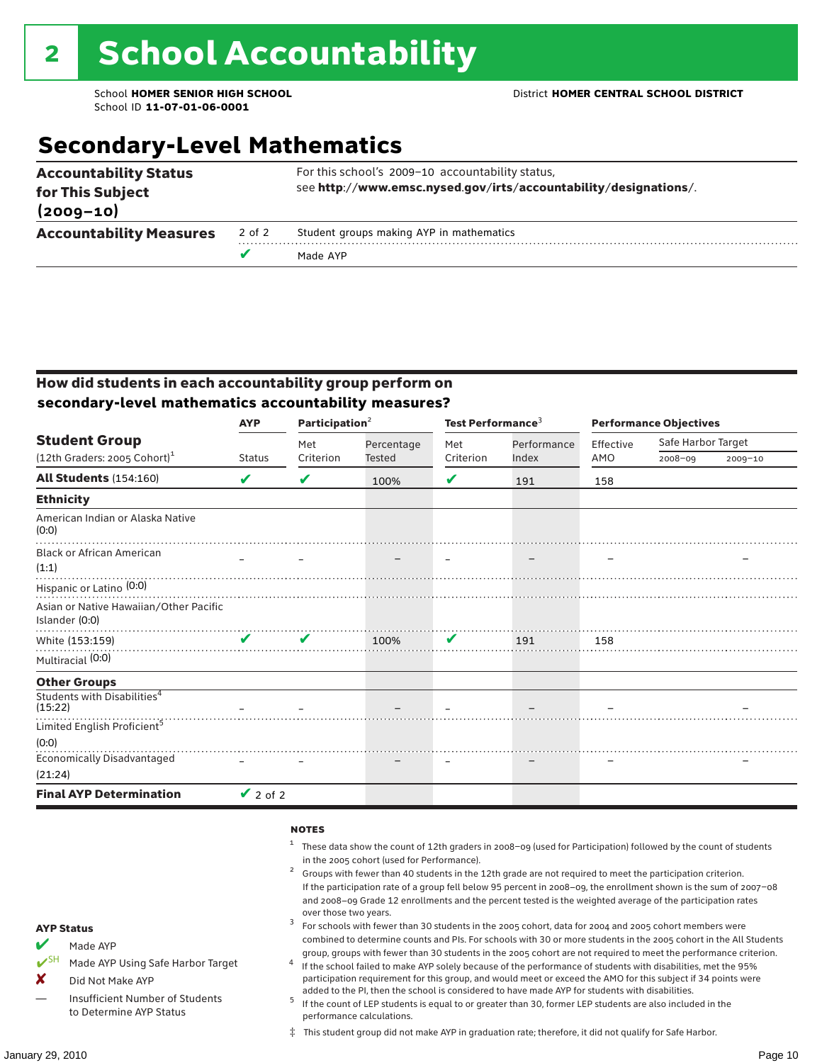# 2 School Accountability

School **HOMER SENIOR HIGH SCHOOL**
School ID **11-07-01-06-0001**

District **HOMER CENTRAL SCHOOL DISTRICT**

## Secondary-Level Mathematics

| | | |
|---|---|---|
| **Accountability Status for This Subject (2009–10)** | | For this school's 2009–10 accountability status, see **http://www.emsc.nysed.gov/irts/accountability/designations/**. |
| **Accountability Measures** | 2 of 2 | Student groups making AYP in mathematics |
| | ✔ | Made AYP |

### How did students in each accountability group perform on secondary-level mathematics accountability measures?

| Student Group (12th Graders: 2005 Cohort)[1] | AYP Status | Participation[2] Met Criterion | Participation[2] Percentage Tested | Test Performance[3] Met Criterion | Test Performance[3] Performance Index | Performance Objectives Effective AMO | Safe Harbor Target 2008–09 | Safe Harbor Target 2009–10 |
|---|---|---|---|---|---|---|---|---|
| **All Students** (154:160) | ✔ | ✔ | 100% | ✔ | 191 | 158 | | |
| **Ethnicity** | | | | | | | | |
| American Indian or Alaska Native (0:0) | | | | | | | | |
| Black or African American (1:1) | – | – | – | – | – | – | | – |
| Hispanic or Latino (0:0) | | | | | | | | |
| Asian or Native Hawaiian/Other Pacific Islander (0:0) | | | | | | | | |
| White (153:159) | ✔ | ✔ | 100% | ✔ | 191 | 158 | | |
| Multiracial (0:0) | | | | | | | | |
| **Other Groups** | | | | | | | | |
| Students with Disabilities[4] (15:22) | – | – | – | – | – | – | | – |
| Limited English Proficient[5] (0:0) | | | | | | | | |
| Economically Disadvantaged (21:24) | – | – | – | – | – | – | | – |
| **Final AYP Determination** | ✔ 2 of 2 | | | | | | | |

**AYP Status**

- ✔ Made AYP
- ✔SH Made AYP Using Safe Harbor Target
- ✘ Did Not Make AYP
- — Insufficient Number of Students to Determine AYP Status

**NOTES**

1. These data show the count of 12th graders in 2008–09 (used for Participation) followed by the count of students in the 2005 cohort (used for Performance).
2. Groups with fewer than 40 students in the 12th grade are not required to meet the participation criterion. If the participation rate of a group fell below 95 percent in 2008–09, the enrollment shown is the sum of 2007–08 and 2008–09 Grade 12 enrollments and the percent tested is the weighted average of the participation rates over those two years.
3. For schools with fewer than 30 students in the 2005 cohort, data for 2004 and 2005 cohort members were combined to determine counts and PIs. For schools with 30 or more students in the 2005 cohort in the All Students group, groups with fewer than 30 students in the 2005 cohort are not required to meet the performance criterion.
4. If the school failed to make AYP solely because of the performance of students with disabilities, met the 95% participation requirement for this group, and would meet or exceed the AMO for this subject if 34 points were added to the PI, then the school is considered to have made AYP for students with disabilities.
5. If the count of LEP students is equal to or greater than 30, former LEP students are also included in the performance calculations.

‡ This student group did not make AYP in graduation rate; therefore, it did not qualify for Safe Harbor.

January 29, 2010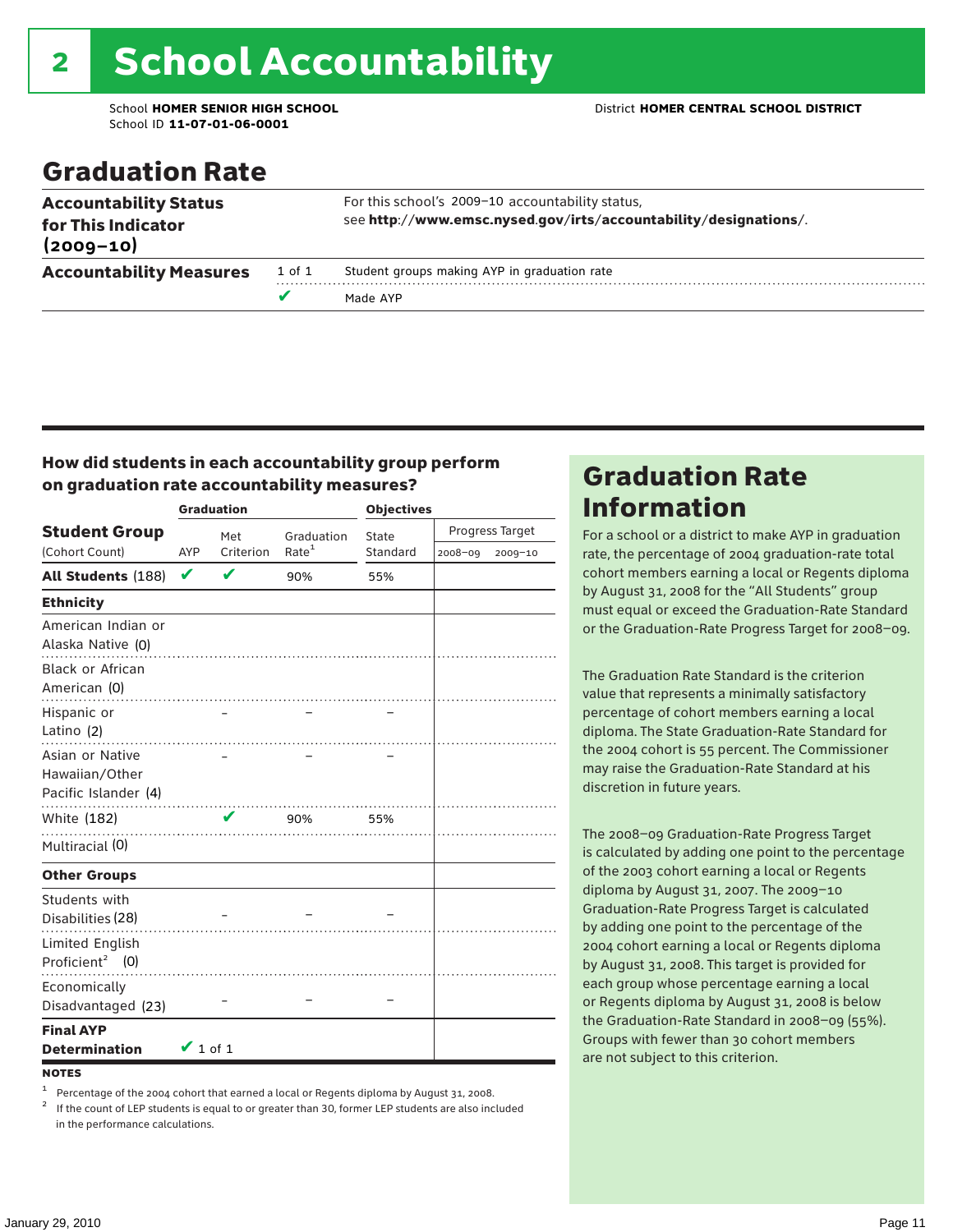# 2 School Accountability

School **HOMER SENIOR HIGH SCHOOL**
School ID **11-07-01-06-0001**

District **HOMER CENTRAL SCHOOL DISTRICT**

## Graduation Rate

| | | |
|---|---|---|
| **Accountability Status for This Indicator (2009–10)** | | For this school's 2009–10 accountability status, see **http://www.emsc.nysed.gov/irts/accountability/designations/**. |
| **Accountability Measures** | 1 of 1 | Student groups making AYP in graduation rate |
| | ✔ | Made AYP |

### How did students in each accountability group perform on graduation rate accountability measures?

| Student Group (Cohort Count) | Graduation AYP | Met Criterion | Graduation Rate[1] | Objectives State Standard | Progress Target 2008–09 | Progress Target 2009–10 |
|---|---|---|---|---|---|---|
| **All Students** (188) | ✔ | ✔ | 90% | 55% | | |
| **Ethnicity** | | | | | | |
| American Indian or Alaska Native (0) | | | | | | |
| Black or African American (0) | | | | | | |
| Hispanic or Latino (2) | | – | – | – | | |
| Asian or Native Hawaiian/Other Pacific Islander (4) | | – | – | – | | |
| White (182) | | ✔ | 90% | 55% | | |
| Multiracial (0) | | | | | | |
| **Other Groups** | | | | | | |
| Students with Disabilities (28) | | – | – | – | | |
| Limited English Proficient[2] (0) | | | | | | |
| Economically Disadvantaged (23) | | – | – | – | | |
| **Final AYP Determination** | ✔ 1 of 1 | | | | | |

**NOTES**

[1] Percentage of the 2004 cohort that earned a local or Regents diploma by August 31, 2008.

[2] If the count of LEP students is equal to or greater than 30, former LEP students are also included in the performance calculations.

## Graduation Rate Information

For a school or a district to make AYP in graduation rate, the percentage of 2004 graduation-rate total cohort members earning a local or Regents diploma by August 31, 2008 for the "All Students" group must equal or exceed the Graduation-Rate Standard or the Graduation-Rate Progress Target for 2008–09.

The Graduation Rate Standard is the criterion value that represents a minimally satisfactory percentage of cohort members earning a local diploma. The State Graduation-Rate Standard for the 2004 cohort is 55 percent. The Commissioner may raise the Graduation-Rate Standard at his discretion in future years.

The 2008–09 Graduation-Rate Progress Target is calculated by adding one point to the percentage of the 2003 cohort earning a local or Regents diploma by August 31, 2007. The 2009–10 Graduation-Rate Progress Target is calculated by adding one point to the percentage of the 2004 cohort earning a local or Regents diploma by August 31, 2008. This target is provided for each group whose percentage earning a local or Regents diploma by August 31, 2008 is below the Graduation-Rate Standard in 2008–09 (55%). Groups with fewer than 30 cohort members are not subject to this criterion.

January 29, 2010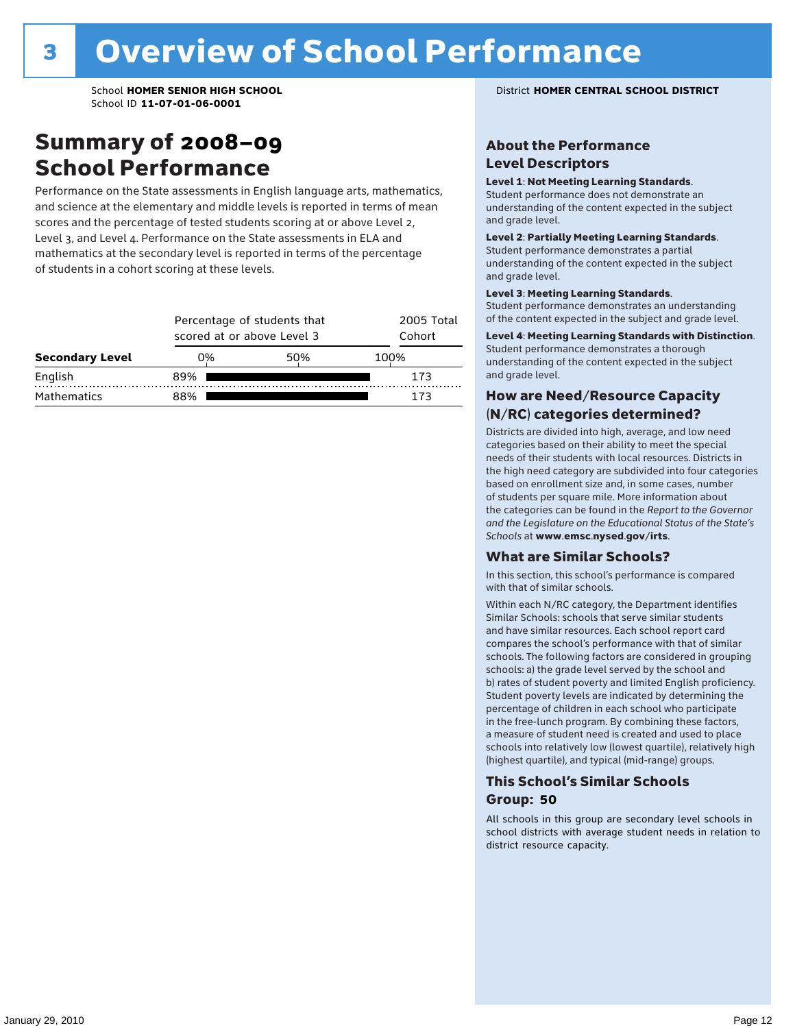# 3 Overview of School Performance

School **HOMER SENIOR HIGH SCHOOL**
School ID **11-07-01-06-0001**

District **HOMER CENTRAL SCHOOL DISTRICT**

## Summary of 2008–09 School Performance

Performance on the State assessments in English language arts, mathematics, and science at the elementary and middle levels is reported in terms of mean scores and the percentage of tested students scoring at or above Level 2, Level 3, and Level 4. Performance on the State assessments in ELA and mathematics at the secondary level is reported in terms of the percentage of students in a cohort scoring at these levels.

| Secondary Level | Percentage of students that scored at or above Level 3 | 2005 Total Cohort |
|---|---|---|
| English | 89% | 173 |
| Mathematics | 88% | 173 |

### About the Performance Level Descriptors

**Level 1**: **Not Meeting Learning Standards**. Student performance does not demonstrate an understanding of the content expected in the subject and grade level.

**Level 2**: **Partially Meeting Learning Standards**. Student performance demonstrates a partial understanding of the content expected in the subject and grade level.

**Level 3**: **Meeting Learning Standards**. Student performance demonstrates an understanding of the content expected in the subject and grade level.

**Level 4**: **Meeting Learning Standards with Distinction**. Student performance demonstrates a thorough understanding of the content expected in the subject and grade level.

### How are Need/Resource Capacity (N/RC) categories determined?

Districts are divided into high, average, and low need categories based on their ability to meet the special needs of their students with local resources. Districts in the high need category are subdivided into four categories based on enrollment size and, in some cases, number of students per square mile. More information about the categories can be found in the *Report to the Governor and the Legislature on the Educational Status of the State's Schools* at **www.emsc.nysed.gov/irts**.

### What are Similar Schools?

In this section, this school's performance is compared with that of similar schools.

Within each N/RC category, the Department identifies Similar Schools: schools that serve similar students and have similar resources. Each school report card compares the school's performance with that of similar schools. The following factors are considered in grouping schools: a) the grade level served by the school and b) rates of student poverty and limited English proficiency. Student poverty levels are indicated by determining the percentage of children in each school who participate in the free-lunch program. By combining these factors, a measure of student need is created and used to place schools into relatively low (lowest quartile), relatively high (highest quartile), and typical (mid-range) groups.

### This School's Similar Schools Group: 50

All schools in this group are secondary level schools in school districts with average student needs in relation to district resource capacity.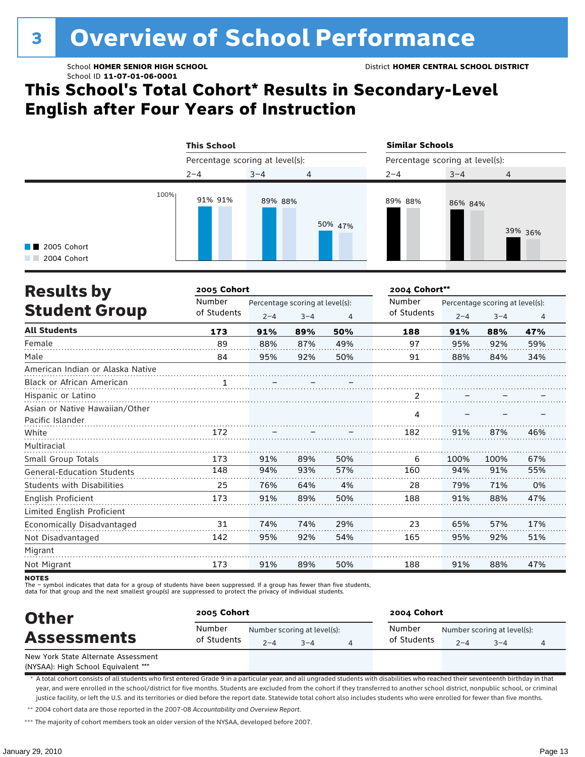# 3 Overview of School Performance

School **HOMER SENIOR HIGH SCHOOL** District **HOMER CENTRAL SCHOOL DISTRICT**
School ID **11-07-01-06-0001**

## This School's Total Cohort* Results in Secondary-Level English after Four Years of Instruction

| | This School | | | Similar Schools | | |
|---|---|---|---|---|---|---|
| Percentage scoring at level(s): | 2–4 | 3–4 | 4 | 2–4 | 3–4 | 4 |
| 2005 Cohort | 91% | 89% | 50% | 89% | 86% | 39% |
| 2004 Cohort | 91% | 88% | 47% | 88% | 84% | 36% |

## Results by Student Group

| | 2005 Cohort | | | | 2004 Cohort** | | | |
|---|---|---|---|---|---|---|---|---|
| | Number of Students | Percentage scoring at level(s): 2–4 | 3–4 | 4 | Number of Students | Percentage scoring at level(s): 2–4 | 3–4 | 4 |
| **All Students** | **173** | **91%** | **89%** | **50%** | **188** | **91%** | **88%** | **47%** |
| Female | 89 | 88% | 87% | 49% | 97 | 95% | 92% | 59% |
| Male | 84 | 95% | 92% | 50% | 91 | 88% | 84% | 34% |
| American Indian or Alaska Native | | | | | | | | |
| Black or African American | 1 | – | – | – | | | | |
| Hispanic or Latino | | | | | 2 | – | – | – |
| Asian or Native Hawaiian/Other Pacific Islander | | | | | 4 | – | – | – |
| White | 172 | – | – | – | 182 | 91% | 87% | 46% |
| Multiracial | | | | | | | | |
| Small Group Totals | 173 | 91% | 89% | 50% | 6 | 100% | 100% | 67% |
| General-Education Students | 148 | 94% | 93% | 57% | 160 | 94% | 91% | 55% |
| Students with Disabilities | 25 | 76% | 64% | 4% | 28 | 79% | 71% | 0% |
| English Proficient | 173 | 91% | 89% | 50% | 188 | 91% | 88% | 47% |
| Limited English Proficient | | | | | | | | |
| Economically Disadvantaged | 31 | 74% | 74% | 29% | 23 | 65% | 57% | 17% |
| Not Disadvantaged | 142 | 95% | 92% | 54% | 165 | 95% | 92% | 51% |
| Migrant | | | | | | | | |
| Not Migrant | 173 | 91% | 89% | 50% | 188 | 91% | 88% | 47% |

**NOTES**
The – symbol indicates that data for a group of students have been suppressed. If a group has fewer than five students, data for that group and the next smallest group(s) are suppressed to protect the privacy of individual students.

## Other Assessments

| | 2005 Cohort | | | | 2004 Cohort | | | |
|---|---|---|---|---|---|---|---|---|
| | Number of Students | Number scoring at level(s): 2–4 | 3–4 | 4 | Number of Students | Number scoring at level(s): 2–4 | 3–4 | 4 |
| New York State Alternate Assessment (NYSAA): High School Equivalent *** | | | | | | | | |

\* A total cohort consists of all students who first entered Grade 9 in a particular year, and all ungraded students with disabilities who reached their seventeenth birthday in that year, and were enrolled in the school/district for five months. Students are excluded from the cohort if they transferred to another school district, nonpublic school, or criminal justice facility, or left the U.S. and its territories or died before the report date. Statewide total cohort also includes students who were enrolled for fewer than five months.

\*\* 2004 cohort data are those reported in the 2007-08 *Accountability and Overview Report*.

\*\*\* The majority of cohort members took an older version of the NYSAA, developed before 2007.

January 29, 2010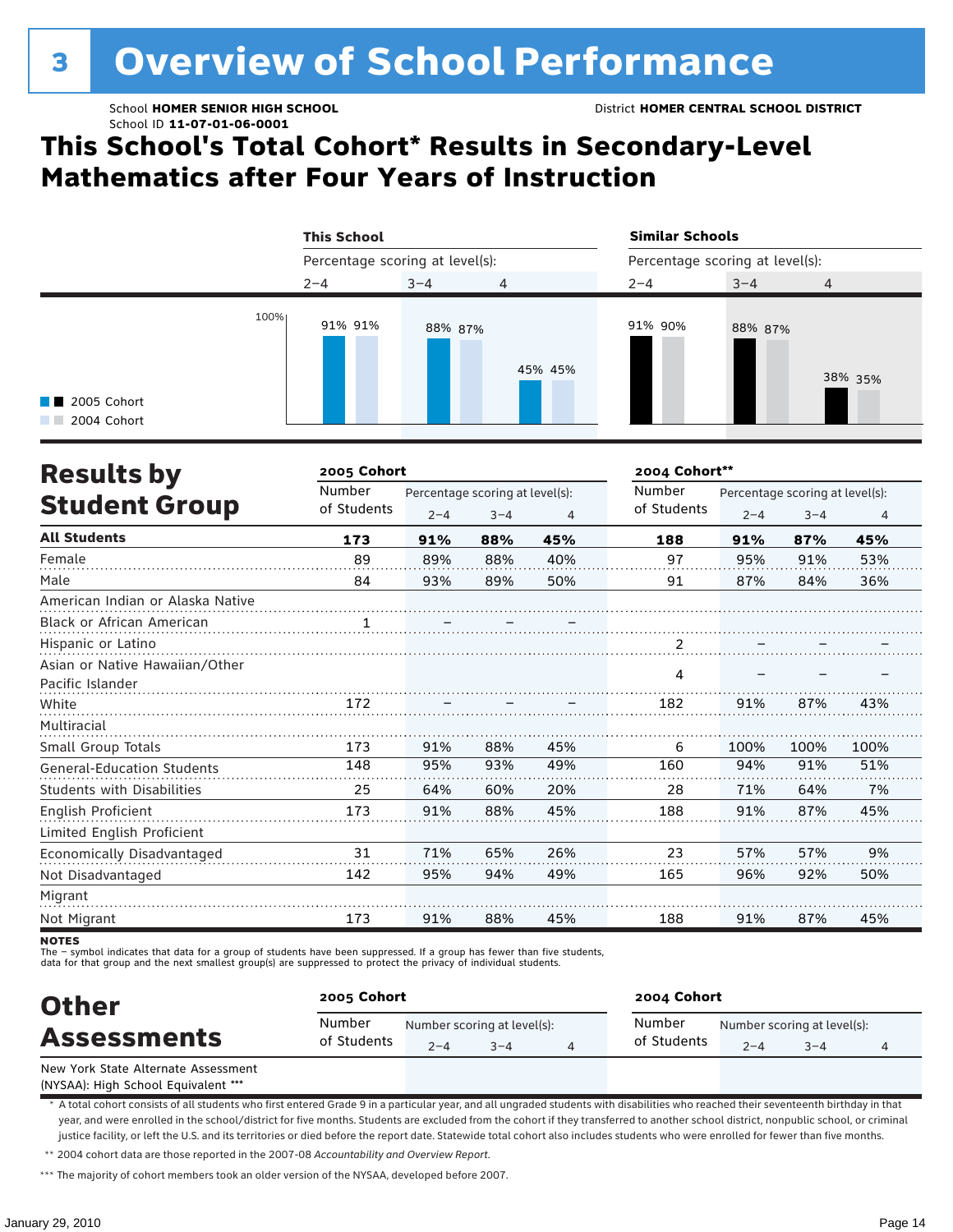# 3 Overview of School Performance

School **HOMER SENIOR HIGH SCHOOL**
School ID **11-07-01-06-0001**

District **HOMER CENTRAL SCHOOL DISTRICT**

## This School's Total Cohort* Results in Secondary-Level Mathematics after Four Years of Instruction

This School
Percentage scoring at level(s):
2–4 3–4 4
100%
91% 91%
88% 87%
45% 45%

Similar Schools
Percentage scoring at level(s):
2–4 3–4 4
91% 90%
88% 87%
38% 35%

2005 Cohort
2004 Cohort

## Results by Student Group

| | 2005 Cohort | | | | 2004 Cohort** | | | |
|---|---|---|---|---|---|---|---|---|
| | Number of Students | Percentage scoring at level(s): 2–4 | 3–4 | 4 | Number of Students | Percentage scoring at level(s): 2–4 | 3–4 | 4 |
| **All Students** | **173** | **91%** | **88%** | **45%** | **188** | **91%** | **87%** | **45%** |
| Female | 89 | 89% | 88% | 40% | 97 | 95% | 91% | 53% |
| Male | 84 | 93% | 89% | 50% | 91 | 87% | 84% | 36% |
| American Indian or Alaska Native | | | | | | | | |
| Black or African American | 1 | – | – | – | | | | |
| Hispanic or Latino | | | | | 2 | – | – | – |
| Asian or Native Hawaiian/Other Pacific Islander | | | | | 4 | – | – | – |
| White | 172 | – | – | – | 182 | 91% | 87% | 43% |
| Multiracial | | | | | | | | |
| Small Group Totals | 173 | 91% | 88% | 45% | 6 | 100% | 100% | 100% |
| General-Education Students | 148 | 95% | 93% | 49% | 160 | 94% | 91% | 51% |
| Students with Disabilities | 25 | 64% | 60% | 20% | 28 | 71% | 64% | 7% |
| English Proficient | 173 | 91% | 88% | 45% | 188 | 91% | 87% | 45% |
| Limited English Proficient | | | | | | | | |
| Economically Disadvantaged | 31 | 71% | 65% | 26% | 23 | 57% | 57% | 9% |
| Not Disadvantaged | 142 | 95% | 94% | 49% | 165 | 96% | 92% | 50% |
| Migrant | | | | | | | | |
| Not Migrant | 173 | 91% | 88% | 45% | 188 | 91% | 87% | 45% |

**NOTES**
The – symbol indicates that data for a group of students have been suppressed. If a group has fewer than five students, data for that group and the next smallest group(s) are suppressed to protect the privacy of individual students.

## Other Assessments

| | 2005 Cohort | | | | 2004 Cohort | | | |
|---|---|---|---|---|---|---|---|---|
| | Number of Students | Number scoring at level(s): 2–4 | 3–4 | 4 | Number of Students | Number scoring at level(s): 2–4 | 3–4 | 4 |
| New York State Alternate Assessment (NYSAA): High School Equivalent *** | | | | | | | | |

\* A total cohort consists of all students who first entered Grade 9 in a particular year, and all ungraded students with disabilities who reached their seventeenth birthday in that year, and were enrolled in the school/district for five months. Students are excluded from the cohort if they transferred to another school district, nonpublic school, or criminal justice facility, or left the U.S. and its territories or died before the report date. Statewide total cohort also includes students who were enrolled for fewer than five months.

\** 2004 cohort data are those reported in the 2007-08 *Accountability and Overview Report*.

\*** The majority of cohort members took an older version of the NYSAA, developed before 2007.

January 29, 2010